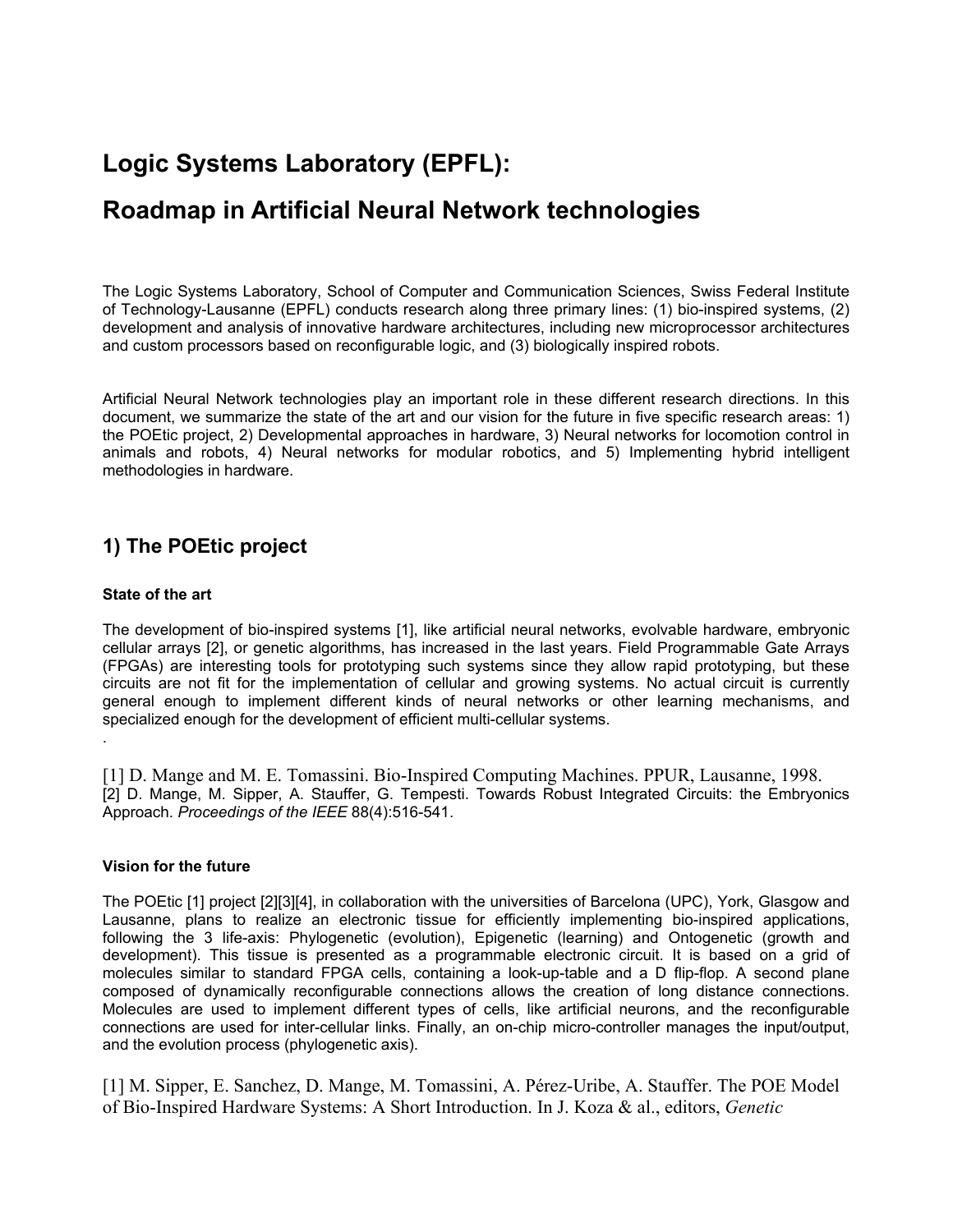# Logic Systems Laboratory (EPFL):

# Roadmap in Artificial Neural Network technologies

The Logic Systems Laboratory, School of Computer and Communication Sciences, Swiss Federal Institute of Technology-Lausanne (EPFL) conducts research along three primary lines: (1) bio-inspired systems, (2) development and analysis of innovative hardware architectures, including new microprocessor architectures and custom processors based on reconfigurable logic, and (3) biologically inspired robots.

Artificial Neural Network technologies play an important role in these different research directions. In this document, we summarize the state of the art and our vision for the future in five specific research areas: 1) the POEtic project, 2) Developmental approaches in hardware, 3) Neural networks for locomotion control in animals and robots, 4) Neural networks for modular robotics, and 5) Implementing hybrid intelligent methodologies in hardware.

## 1) The POEtic project

#### State of the art

The development of bio-inspired systems [1], like artificial neural networks, evolvable hardware, embryonic cellular arrays [2], or genetic algorithms, has increased in the last years. Field Programmable Gate Arrays (FPGAs) are interesting tools for prototyping such systems since they allow rapid prototyping, but these circuits are not fit for the implementation of cellular and growing systems. No actual circuit is currently general enough to implement different kinds of neural networks or other learning mechanisms, and specialized enough for the development of efficient multi-cellular systems.

.

[1] D. Mange and M. E. Tomassini. Bio-Inspired Computing Machines. PPUR, Lausanne, 1998.
[2] D. Mange, M. Sipper, A. Stauffer, G. Tempesti. Towards Robust Integrated Circuits: the Embryonics Approach. *Proceedings of the IEEE* 88(4):516-541.

#### Vision for the future

The POEtic [1] project [2][3][4], in collaboration with the universities of Barcelona (UPC), York, Glasgow and Lausanne, plans to realize an electronic tissue for efficiently implementing bio-inspired applications, following the 3 life-axis: Phylogenetic (evolution), Epigenetic (learning) and Ontogenetic (growth and development). This tissue is presented as a programmable electronic circuit. It is based on a grid of molecules similar to standard FPGA cells, containing a look-up-table and a D flip-flop. A second plane composed of dynamically reconfigurable connections allows the creation of long distance connections. Molecules are used to implement different types of cells, like artificial neurons, and the reconfigurable connections are used for inter-cellular links. Finally, an on-chip micro-controller manages the input/output, and the evolution process (phylogenetic axis).

[1] M. Sipper, E. Sanchez, D. Mange, M. Tomassini, A. Pérez-Uribe, A. Stauffer. The POE Model of Bio-Inspired Hardware Systems: A Short Introduction. In J. Koza & al., editors, *Genetic*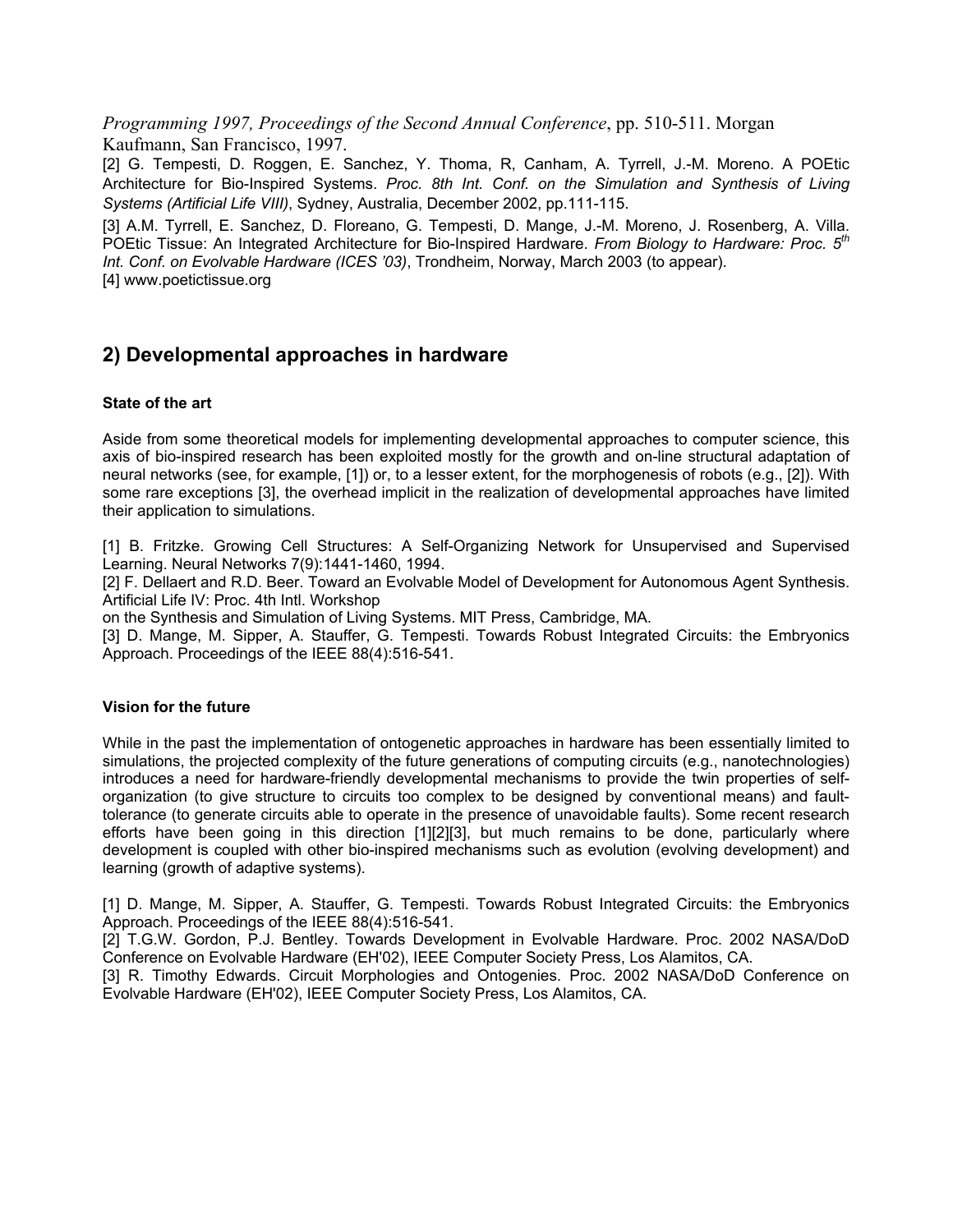*Programming 1997, Proceedings of the Second Annual Conference*, pp. 510-511. Morgan Kaufmann, San Francisco, 1997.

[2] G. Tempesti, D. Roggen, E. Sanchez, Y. Thoma, R, Canham, A. Tyrrell, J.-M. Moreno. A POEtic Architecture for Bio-Inspired Systems. *Proc. 8th Int. Conf. on the Simulation and Synthesis of Living Systems (Artificial Life VIII)*, Sydney, Australia, December 2002, pp.111-115.

[3] A.M. Tyrrell, E. Sanchez, D. Floreano, G. Tempesti, D. Mange, J.-M. Moreno, J. Rosenberg, A. Villa. POEtic Tissue: An Integrated Architecture for Bio-Inspired Hardware. *From Biology to Hardware: Proc. 5th Int. Conf. on Evolvable Hardware (ICES '03)*, Trondheim, Norway, March 2003 (to appear).

[4] www.poetictissue.org

## 2) Developmental approaches in hardware

### State of the art

Aside from some theoretical models for implementing developmental approaches to computer science, this axis of bio-inspired research has been exploited mostly for the growth and on-line structural adaptation of neural networks (see, for example, [1]) or, to a lesser extent, for the morphogenesis of robots (e.g., [2]). With some rare exceptions [3], the overhead implicit in the realization of developmental approaches have limited their application to simulations.

[1] B. Fritzke. Growing Cell Structures: A Self-Organizing Network for Unsupervised and Supervised Learning. Neural Networks 7(9):1441-1460, 1994.

[2] F. Dellaert and R.D. Beer. Toward an Evolvable Model of Development for Autonomous Agent Synthesis. Artificial Life IV: Proc. 4th Intl. Workshop on the Synthesis and Simulation of Living Systems. MIT Press, Cambridge, MA.

[3] D. Mange, M. Sipper, A. Stauffer, G. Tempesti. Towards Robust Integrated Circuits: the Embryonics Approach. Proceedings of the IEEE 88(4):516-541.

### Vision for the future

While in the past the implementation of ontogenetic approaches in hardware has been essentially limited to simulations, the projected complexity of the future generations of computing circuits (e.g., nanotechnologies) introduces a need for hardware-friendly developmental mechanisms to provide the twin properties of self-organization (to give structure to circuits too complex to be designed by conventional means) and fault-tolerance (to generate circuits able to operate in the presence of unavoidable faults). Some recent research efforts have been going in this direction [1][2][3], but much remains to be done, particularly where development is coupled with other bio-inspired mechanisms such as evolution (evolving development) and learning (growth of adaptive systems).

[1] D. Mange, M. Sipper, A. Stauffer, G. Tempesti. Towards Robust Integrated Circuits: the Embryonics Approach. Proceedings of the IEEE 88(4):516-541.

[2] T.G.W. Gordon, P.J. Bentley. Towards Development in Evolvable Hardware. Proc. 2002 NASA/DoD Conference on Evolvable Hardware (EH'02), IEEE Computer Society Press, Los Alamitos, CA.

[3] R. Timothy Edwards. Circuit Morphologies and Ontogenies. Proc. 2002 NASA/DoD Conference on Evolvable Hardware (EH'02), IEEE Computer Society Press, Los Alamitos, CA.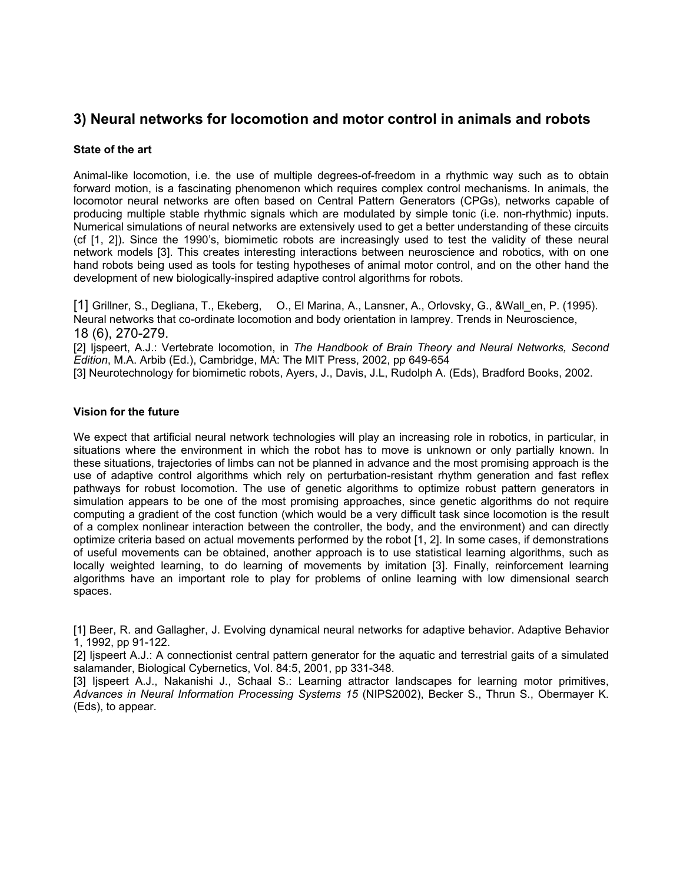## 3) Neural networks for locomotion and motor control in animals and robots

**State of the art**

Animal-like locomotion, i.e. the use of multiple degrees-of-freedom in a rhythmic way such as to obtain forward motion, is a fascinating phenomenon which requires complex control mechanisms. In animals, the locomotor neural networks are often based on Central Pattern Generators (CPGs), networks capable of producing multiple stable rhythmic signals which are modulated by simple tonic (i.e. non-rhythmic) inputs. Numerical simulations of neural networks are extensively used to get a better understanding of these circuits (cf [1, 2]). Since the 1990's, biomimetic robots are increasingly used to test the validity of these neural network models [3]. This creates interesting interactions between neuroscience and robotics, with on one hand robots being used as tools for testing hypotheses of animal motor control, and on the other hand the development of new biologically-inspired adaptive control algorithms for robots.

[1] Grillner, S., Degliana, T., Ekeberg, O., El Marina, A., Lansner, A., Orlovsky, G., &Wall_en, P. (1995). Neural networks that co-ordinate locomotion and body orientation in lamprey. Trends in Neuroscience, 18 (6), 270-279.

[2] Ijspeert, A.J.: Vertebrate locomotion, in *The Handbook of Brain Theory and Neural Networks, Second Edition*, M.A. Arbib (Ed.), Cambridge, MA: The MIT Press, 2002, pp 649-654

[3] Neurotechnology for biomimetic robots, Ayers, J., Davis, J.L, Rudolph A. (Eds), Bradford Books, 2002.

**Vision for the future**

We expect that artificial neural network technologies will play an increasing role in robotics, in particular, in situations where the environment in which the robot has to move is unknown or only partially known. In these situations, trajectories of limbs can not be planned in advance and the most promising approach is the use of adaptive control algorithms which rely on perturbation-resistant rhythm generation and fast reflex pathways for robust locomotion. The use of genetic algorithms to optimize robust pattern generators in simulation appears to be one of the most promising approaches, since genetic algorithms do not require computing a gradient of the cost function (which would be a very difficult task since locomotion is the result of a complex nonlinear interaction between the controller, the body, and the environment) and can directly optimize criteria based on actual movements performed by the robot [1, 2]. In some cases, if demonstrations of useful movements can be obtained, another approach is to use statistical learning algorithms, such as locally weighted learning, to do learning of movements by imitation [3]. Finally, reinforcement learning algorithms have an important role to play for problems of online learning with low dimensional search spaces.

[1] Beer, R. and Gallagher, J. Evolving dynamical neural networks for adaptive behavior. Adaptive Behavior 1, 1992, pp 91-122.

[2] Ijspeert A.J.: A connectionist central pattern generator for the aquatic and terrestrial gaits of a simulated salamander, Biological Cybernetics, Vol. 84:5, 2001, pp 331-348.

[3] Ijspeert A.J., Nakanishi J., Schaal S.: Learning attractor landscapes for learning motor primitives, *Advances in Neural Information Processing Systems 15* (NIPS2002), Becker S., Thrun S., Obermayer K. (Eds), to appear.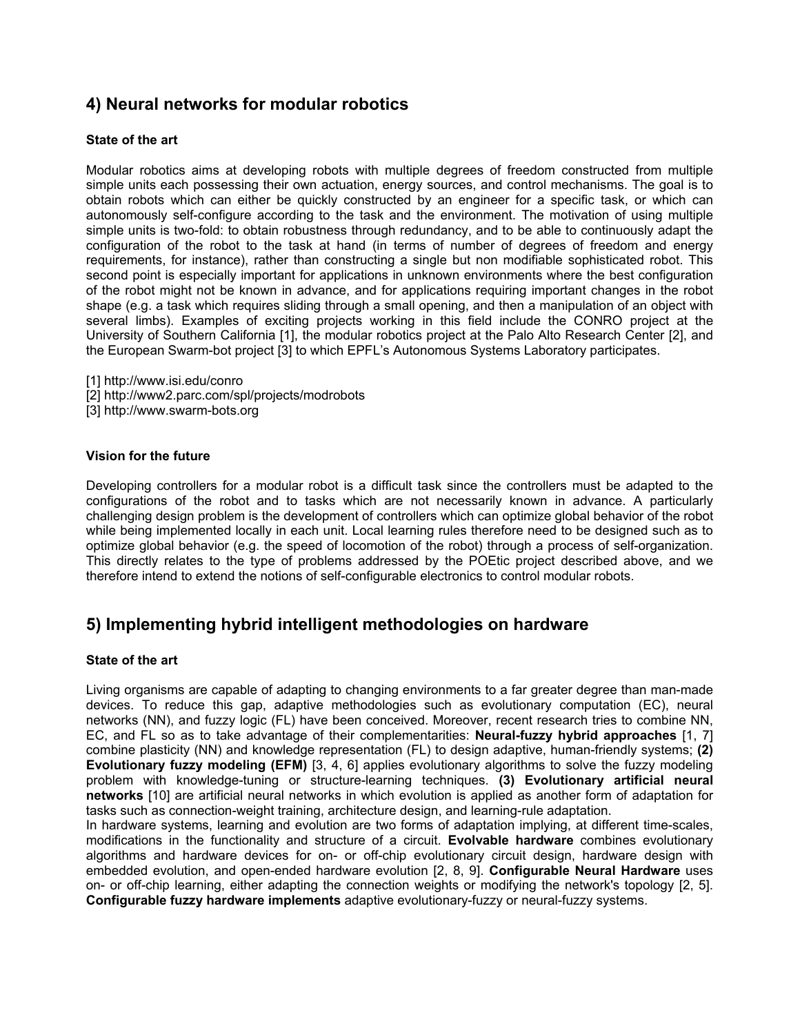## 4) Neural networks for modular robotics

**State of the art**

Modular robotics aims at developing robots with multiple degrees of freedom constructed from multiple simple units each possessing their own actuation, energy sources, and control mechanisms. The goal is to obtain robots which can either be quickly constructed by an engineer for a specific task, or which can autonomously self-configure according to the task and the environment. The motivation of using multiple simple units is two-fold: to obtain robustness through redundancy, and to be able to continuously adapt the configuration of the robot to the task at hand (in terms of number of degrees of freedom and energy requirements, for instance), rather than constructing a single but non modifiable sophisticated robot. This second point is especially important for applications in unknown environments where the best configuration of the robot might not be known in advance, and for applications requiring important changes in the robot shape (e.g. a task which requires sliding through a small opening, and then a manipulation of an object with several limbs). Examples of exciting projects working in this field include the CONRO project at the University of Southern California [1], the modular robotics project at the Palo Alto Research Center [2], and the European Swarm-bot project [3] to which EPFL's Autonomous Systems Laboratory participates.

[1] http://www.isi.edu/conro
[2] http://www2.parc.com/spl/projects/modrobots
[3] http://www.swarm-bots.org

**Vision for the future**

Developing controllers for a modular robot is a difficult task since the controllers must be adapted to the configurations of the robot and to tasks which are not necessarily known in advance. A particularly challenging design problem is the development of controllers which can optimize global behavior of the robot while being implemented locally in each unit. Local learning rules therefore need to be designed such as to optimize global behavior (e.g. the speed of locomotion of the robot) through a process of self-organization. This directly relates to the type of problems addressed by the POEtic project described above, and we therefore intend to extend the notions of self-configurable electronics to control modular robots.

## 5) Implementing hybrid intelligent methodologies on hardware

**State of the art**

Living organisms are capable of adapting to changing environments to a far greater degree than man-made devices. To reduce this gap, adaptive methodologies such as evolutionary computation (EC), neural networks (NN), and fuzzy logic (FL) have been conceived. Moreover, recent research tries to combine NN, EC, and FL so as to take advantage of their complementarities: **Neural-fuzzy hybrid approaches** [1, 7] combine plasticity (NN) and knowledge representation (FL) to design adaptive, human-friendly systems; **(2) Evolutionary fuzzy modeling (EFM)** [3, 4, 6] applies evolutionary algorithms to solve the fuzzy modeling problem with knowledge-tuning or structure-learning techniques. **(3) Evolutionary artificial neural networks** [10] are artificial neural networks in which evolution is applied as another form of adaptation for tasks such as connection-weight training, architecture design, and learning-rule adaptation.
In hardware systems, learning and evolution are two forms of adaptation implying, at different time-scales, modifications in the functionality and structure of a circuit. **Evolvable hardware** combines evolutionary algorithms and hardware devices for on- or off-chip evolutionary circuit design, hardware design with embedded evolution, and open-ended hardware evolution [2, 8, 9]. **Configurable Neural Hardware** uses on- or off-chip learning, either adapting the connection weights or modifying the network's topology [2, 5]. **Configurable fuzzy hardware implements** adaptive evolutionary-fuzzy or neural-fuzzy systems.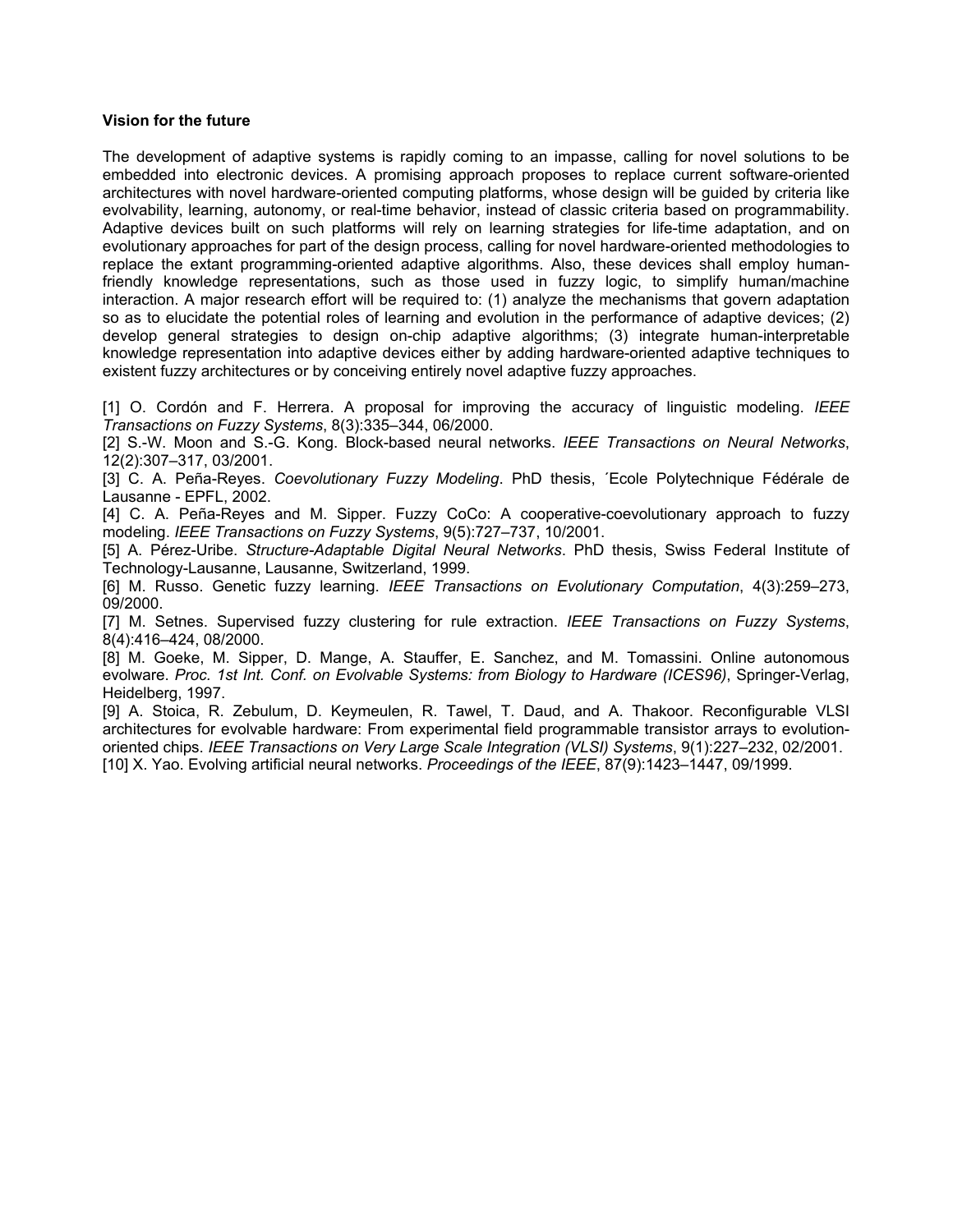**Vision for the future**

The development of adaptive systems is rapidly coming to an impasse, calling for novel solutions to be embedded into electronic devices. A promising approach proposes to replace current software-oriented architectures with novel hardware-oriented computing platforms, whose design will be guided by criteria like evolvability, learning, autonomy, or real-time behavior, instead of classic criteria based on programmability. Adaptive devices built on such platforms will rely on learning strategies for life-time adaptation, and on evolutionary approaches for part of the design process, calling for novel hardware-oriented methodologies to replace the extant programming-oriented adaptive algorithms. Also, these devices shall employ human-friendly knowledge representations, such as those used in fuzzy logic, to simplify human/machine interaction. A major research effort will be required to: (1) analyze the mechanisms that govern adaptation so as to elucidate the potential roles of learning and evolution in the performance of adaptive devices; (2) develop general strategies to design on-chip adaptive algorithms; (3) integrate human-interpretable knowledge representation into adaptive devices either by adding hardware-oriented adaptive techniques to existent fuzzy architectures or by conceiving entirely novel adaptive fuzzy approaches.

[1] O. Cordón and F. Herrera. A proposal for improving the accuracy of linguistic modeling. *IEEE Transactions on Fuzzy Systems*, 8(3):335–344, 06/2000.

[2] S.-W. Moon and S.-G. Kong. Block-based neural networks. *IEEE Transactions on Neural Networks*, 12(2):307–317, 03/2001.

[3] C. A. Peña-Reyes. *Coevolutionary Fuzzy Modeling*. PhD thesis, ´Ecole Polytechnique Fédérale de Lausanne - EPFL, 2002.

[4] C. A. Peña-Reyes and M. Sipper. Fuzzy CoCo: A cooperative-coevolutionary approach to fuzzy modeling. *IEEE Transactions on Fuzzy Systems*, 9(5):727–737, 10/2001.

[5] A. Pérez-Uribe. *Structure-Adaptable Digital Neural Networks*. PhD thesis, Swiss Federal Institute of Technology-Lausanne, Lausanne, Switzerland, 1999.

[6] M. Russo. Genetic fuzzy learning. *IEEE Transactions on Evolutionary Computation*, 4(3):259–273, 09/2000.

[7] M. Setnes. Supervised fuzzy clustering for rule extraction. *IEEE Transactions on Fuzzy Systems*, 8(4):416–424, 08/2000.

[8] M. Goeke, M. Sipper, D. Mange, A. Stauffer, E. Sanchez, and M. Tomassini. Online autonomous evolware. *Proc. 1st Int. Conf. on Evolvable Systems: from Biology to Hardware (ICES96)*, Springer-Verlag, Heidelberg, 1997.

[9] A. Stoica, R. Zebulum, D. Keymeulen, R. Tawel, T. Daud, and A. Thakoor. Reconfigurable VLSI architectures for evolvable hardware: From experimental field programmable transistor arrays to evolution-oriented chips. *IEEE Transactions on Very Large Scale Integration (VLSI) Systems*, 9(1):227–232, 02/2001.

[10] X. Yao. Evolving artificial neural networks. *Proceedings of the IEEE*, 87(9):1423–1447, 09/1999.